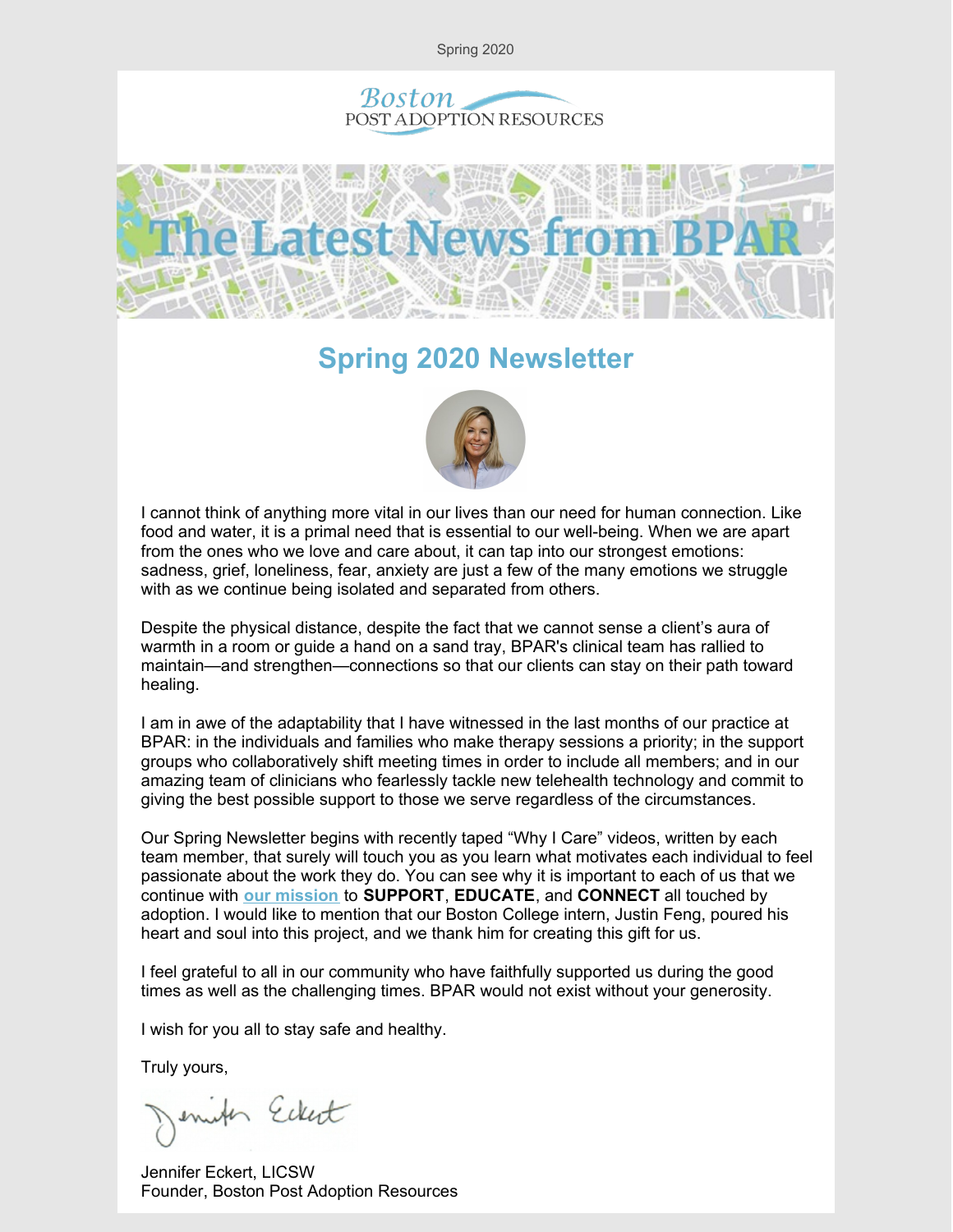Spring 2020

Boston POST ADOPTION RESOURCES

# The Latest News from BPAR

## Spring 2020 Newsletter

I cannot think of anything more vital in our lives than our need for human connection. Like food and water, it is a primal need that is essential to our well-being. When we are apart from the ones who we love and care about, it can tap into our strongest emotions: sadness, grief, loneliness, fear, anxiety are just a few of the many emotions we struggle with as we continue being isolated and separated from others.

Despite the physical distance, despite the fact that we cannot sense a client's aura of warmth in a room or guide a hand on a sand tray, BPAR's clinical team has rallied to maintain—and strengthen—connections so that our clients can stay on their path toward healing.

I am in awe of the adaptability that I have witnessed in the last months of our practice at BPAR: in the individuals and families who make therapy sessions a priority; in the support groups who collaboratively shift meeting times in order to include all members; and in our amazing team of clinicians who fearlessly tackle new telehealth technology and commit to giving the best possible support to those we serve regardless of the circumstances.

Our Spring Newsletter begins with recently taped "Why I Care" videos, written by each team member, that surely will touch you as you learn what motivates each individual to feel passionate about the work they do. You can see why it is important to each of us that we continue with **our mission** to **SUPPORT**, **EDUCATE**, and **CONNECT** all touched by adoption. I would like to mention that our Boston College intern, Justin Feng, poured his heart and soul into this project, and we thank him for creating this gift for us.

I feel grateful to all in our community who have faithfully supported us during the good times as well as the challenging times. BPAR would not exist without your generosity.

I wish for you all to stay safe and healthy.

Truly yours,

Jennifer Eckert

Jennifer Eckert, LICSW
Founder, Boston Post Adoption Resources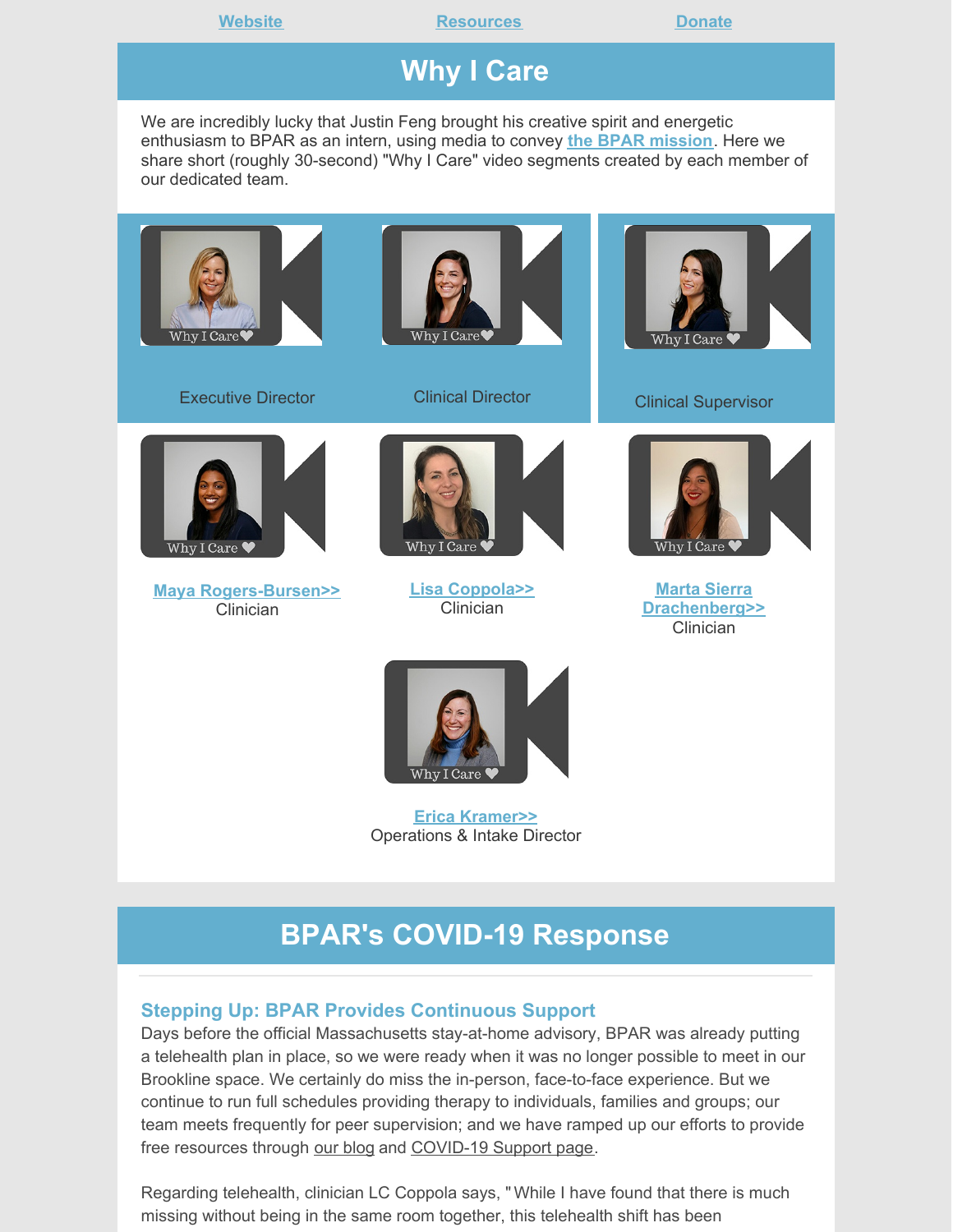Website Resources Donate

# Why I Care

We are incredibly lucky that Justin Feng brought his creative spirit and energetic enthusiasm to BPAR as an intern, using media to convey the BPAR mission. Here we share short (roughly 30-second) "Why I Care" video segments created by each member of our dedicated team.

Why I Care

Executive Director

Why I Care

Clinical Director

Why I Care

Clinical Supervisor

Why I Care

Maya Rogers-Bursen>>
Clinician

Why I Care

Lisa Coppola>>
Clinician

Why I Care

Marta Sierra Drachenberg>>
Clinician

Why I Care

Erica Kramer>>
Operations & Intake Director

# BPAR's COVID-19 Response

### Stepping Up: BPAR Provides Continuous Support

Days before the official Massachusetts stay-at-home advisory, BPAR was already putting a telehealth plan in place, so we were ready when it was no longer possible to meet in our Brookline space. We certainly do miss the in-person, face-to-face experience. But we continue to run full schedules providing therapy to individuals, families and groups; our team meets frequently for peer supervision; and we have ramped up our efforts to provide free resources through our blog and COVID-19 Support page.

Regarding telehealth, clinician LC Coppola says, "While I have found that there is much missing without being in the same room together, this telehealth shift has been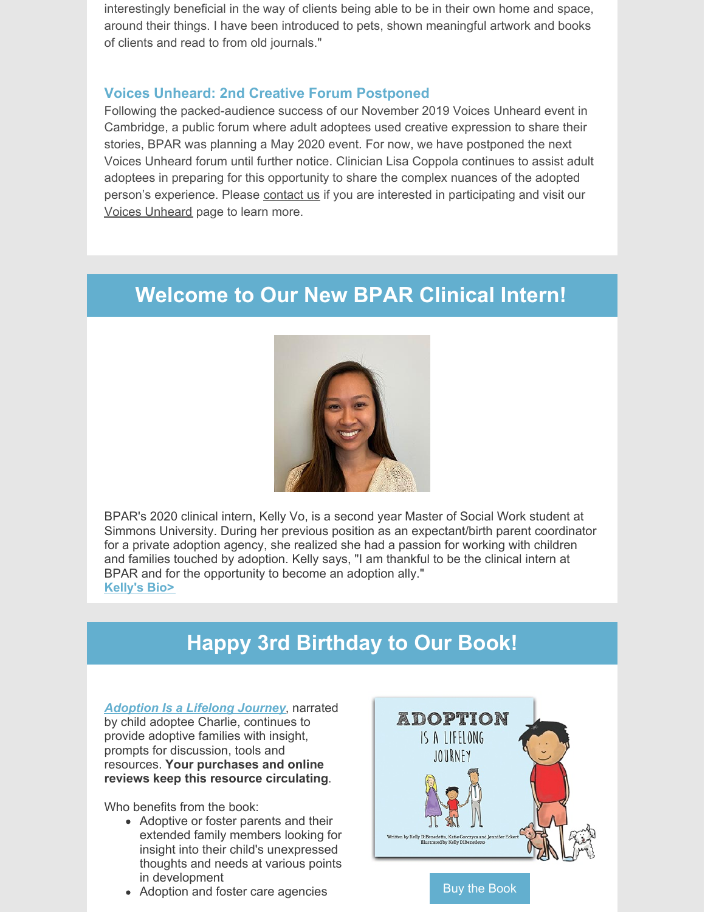interestingly beneficial in the way of clients being able to be in their own home and space, around their things. I have been introduced to pets, shown meaningful artwork and books of clients and read to from old journals."

### Voices Unheard: 2nd Creative Forum Postponed

Following the packed-audience success of our November 2019 Voices Unheard event in Cambridge, a public forum where adult adoptees used creative expression to share their stories, BPAR was planning a May 2020 event. For now, we have postponed the next Voices Unheard forum until further notice. Clinician Lisa Coppola continues to assist adult adoptees in preparing for this opportunity to share the complex nuances of the adopted person's experience. Please contact us if you are interested in participating and visit our Voices Unheard page to learn more.

## Welcome to Our New BPAR Clinical Intern!

BPAR's 2020 clinical intern, Kelly Vo, is a second year Master of Social Work student at Simmons University. During her previous position as an expectant/birth parent coordinator for a private adoption agency, she realized she had a passion for working with children and families touched by adoption. Kelly says, "I am thankful to be the clinical intern at BPAR and for the opportunity to become an adoption ally."

**Kelly's Bio>**

## Happy 3rd Birthday to Our Book!

***Adoption Is a Lifelong Journey***, narrated by child adoptee Charlie, continues to provide adoptive families with insight, prompts for discussion, tools and resources. **Your purchases and online reviews keep this resource circulating**.

Who benefits from the book:

- Adoptive or foster parents and their extended family members looking for insight into their child's unexpressed thoughts and needs at various points in development
- Adoption and foster care agencies

Buy the Book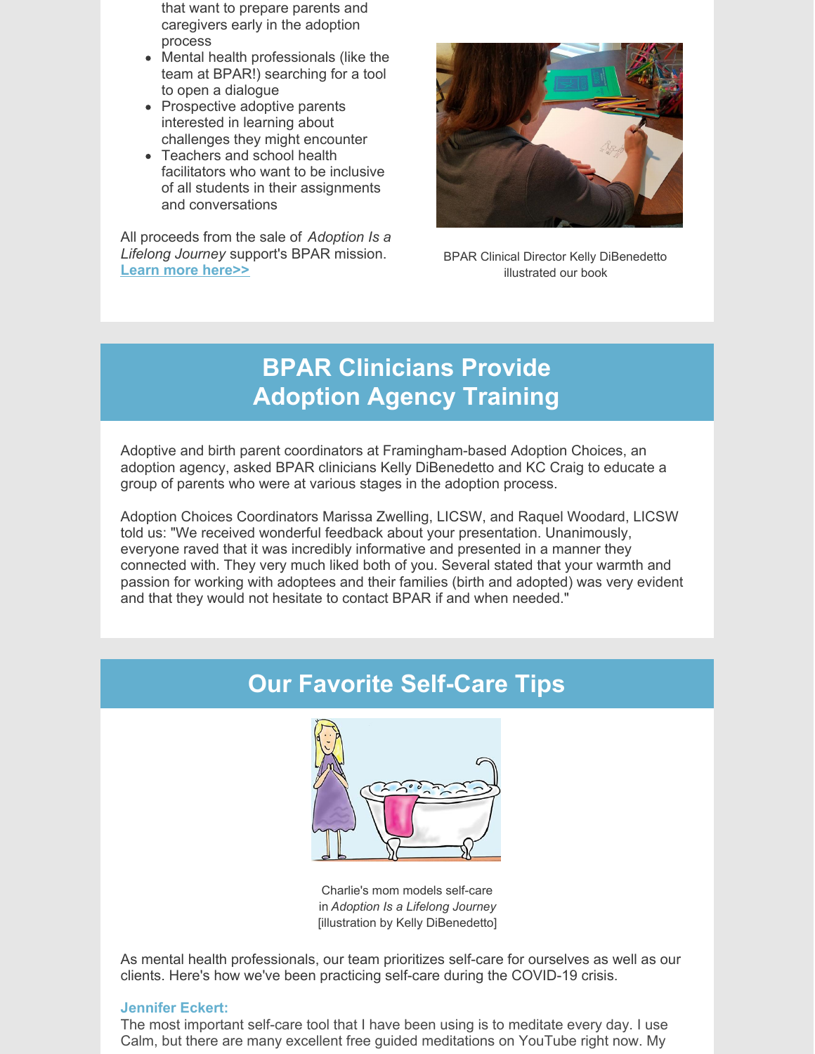that want to prepare parents and caregivers early in the adoption process
- Mental health professionals (like the team at BPAR!) searching for a tool to open a dialogue
- Prospective adoptive parents interested in learning about challenges they might encounter
- Teachers and school health facilitators who want to be inclusive of all students in their assignments and conversations

All proceeds from the sale of *Adoption Is a Lifelong Journey* support's BPAR mission. **Learn more here>>**

BPAR Clinical Director Kelly DiBenedetto illustrated our book

## BPAR Clinicians Provide Adoption Agency Training

Adoptive and birth parent coordinators at Framingham-based Adoption Choices, an adoption agency, asked BPAR clinicians Kelly DiBenedetto and KC Craig to educate a group of parents who were at various stages in the adoption process.

Adoption Choices Coordinators Marissa Zwelling, LICSW, and Raquel Woodard, LICSW told us: "We received wonderful feedback about your presentation. Unanimously, everyone raved that it was incredibly informative and presented in a manner they connected with. They very much liked both of you. Several stated that your warmth and passion for working with adoptees and their families (birth and adopted) was very evident and that they would not hesitate to contact BPAR if and when needed."

## Our Favorite Self-Care Tips

Charlie's mom models self-care in *Adoption Is a Lifelong Journey* [illustration by Kelly DiBenedetto]

As mental health professionals, our team prioritizes self-care for ourselves as well as our clients. Here's how we've been practicing self-care during the COVID-19 crisis.

**Jennifer Eckert:**

The most important self-care tool that I have been using is to meditate every day. I use Calm, but there are many excellent free guided meditations on YouTube right now. My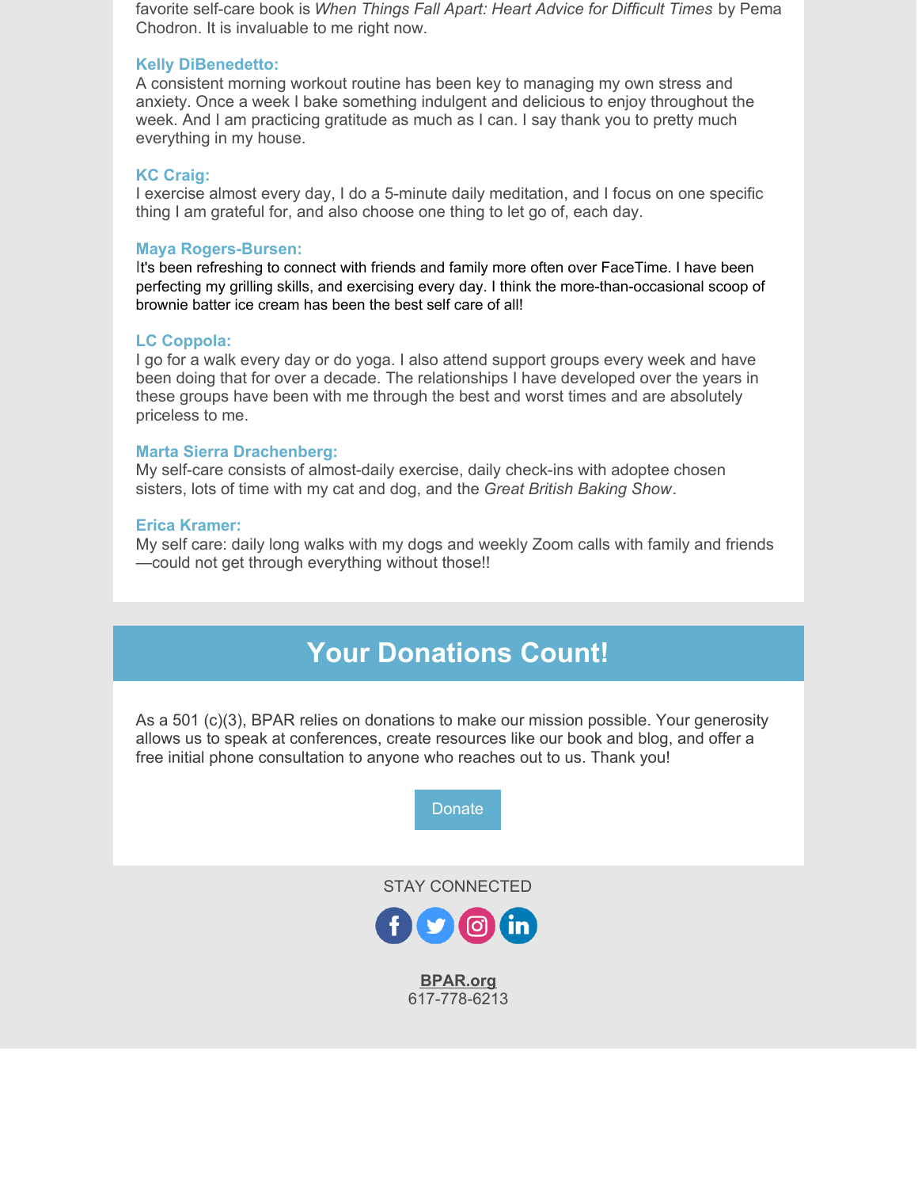favorite self-care book is *When Things Fall Apart: Heart Advice for Difficult Times* by Pema Chodron. It is invaluable to me right now.

**Kelly DiBenedetto:**
A consistent morning workout routine has been key to managing my own stress and anxiety. Once a week I bake something indulgent and delicious to enjoy throughout the week. And I am practicing gratitude as much as I can. I say thank you to pretty much everything in my house.

**KC Craig:**
I exercise almost every day, I do a 5-minute daily meditation, and I focus on one specific thing I am grateful for, and also choose one thing to let go of, each day.

**Maya Rogers-Bursen:**
It's been refreshing to connect with friends and family more often over FaceTime. I have been perfecting my grilling skills, and exercising every day. I think the more-than-occasional scoop of brownie batter ice cream has been the best self care of all!

**LC Coppola:**
I go for a walk every day or do yoga. I also attend support groups every week and have been doing that for over a decade. The relationships I have developed over the years in these groups have been with me through the best and worst times and are absolutely priceless to me.

**Marta Sierra Drachenberg:**
My self-care consists of almost-daily exercise, daily check-ins with adoptee chosen sisters, lots of time with my cat and dog, and the *Great British Baking Show*.

**Erica Kramer:**
My self care: daily long walks with my dogs and weekly Zoom calls with family and friends—could not get through everything without those!!

## Your Donations Count!

As a 501 (c)(3), BPAR relies on donations to make our mission possible. Your generosity allows us to speak at conferences, create resources like our book and blog, and offer a free initial phone consultation to anyone who reaches out to us. Thank you!

Donate

STAY CONNECTED

**BPAR.org**
617-778-6213